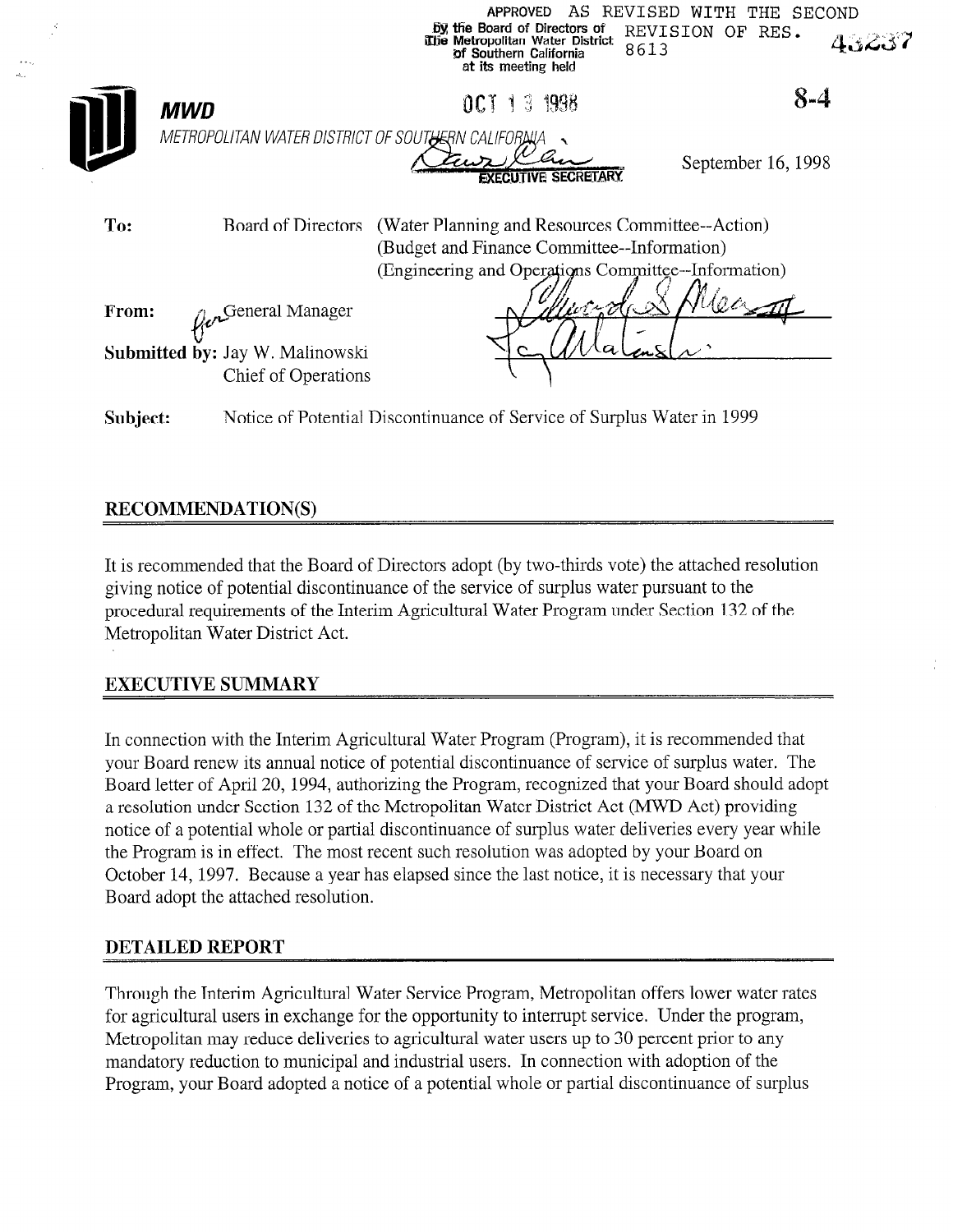APPROVED AS REVISED WITH THE SECOND REVISION OF RES. 8613

by the Board of Directors of The Metropolitan Water District of Southern California at its meeting held

OCT 13 1998

EXECUTIVE SECRETARY

43237

8-4

**MWD**

*METROPOLITAN WATER DISTRICT OF SOUTHERN CALIFORNIA*

September 16, 1998

| | | |
|---|---|---|
| **To:** | Board of Directors | (Water Planning and Resources Committee--Action) (Budget and Finance Committee--Information) (Engineering and Operations Committee--Information) |
| **From:** | for General Manager | |
| **Submitted by:** | Jay W. Malinowski Chief of Operations | |
| **Subject:** | Notice of Potential Discontinuance of Service of Surplus Water in 1999 | |

## RECOMMENDATION(S)

It is recommended that the Board of Directors adopt (by two-thirds vote) the attached resolution giving notice of potential discontinuance of the service of surplus water pursuant to the procedural requirements of the Interim Agricultural Water Program under Section 132 of the Metropolitan Water District Act.

## EXECUTIVE SUMMARY

In connection with the Interim Agricultural Water Program (Program), it is recommended that your Board renew its annual notice of potential discontinuance of service of surplus water. The Board letter of April 20, 1994, authorizing the Program, recognized that your Board should adopt a resolution under Section 132 of the Metropolitan Water District Act (MWD Act) providing notice of a potential whole or partial discontinuance of surplus water deliveries every year while the Program is in effect. The most recent such resolution was adopted by your Board on October 14, 1997. Because a year has elapsed since the last notice, it is necessary that your Board adopt the attached resolution.

## DETAILED REPORT

Through the Interim Agricultural Water Service Program, Metropolitan offers lower water rates for agricultural users in exchange for the opportunity to interrupt service. Under the program, Metropolitan may reduce deliveries to agricultural water users up to 30 percent prior to any mandatory reduction to municipal and industrial users. In connection with adoption of the Program, your Board adopted a notice of a potential whole or partial discontinuance of surplus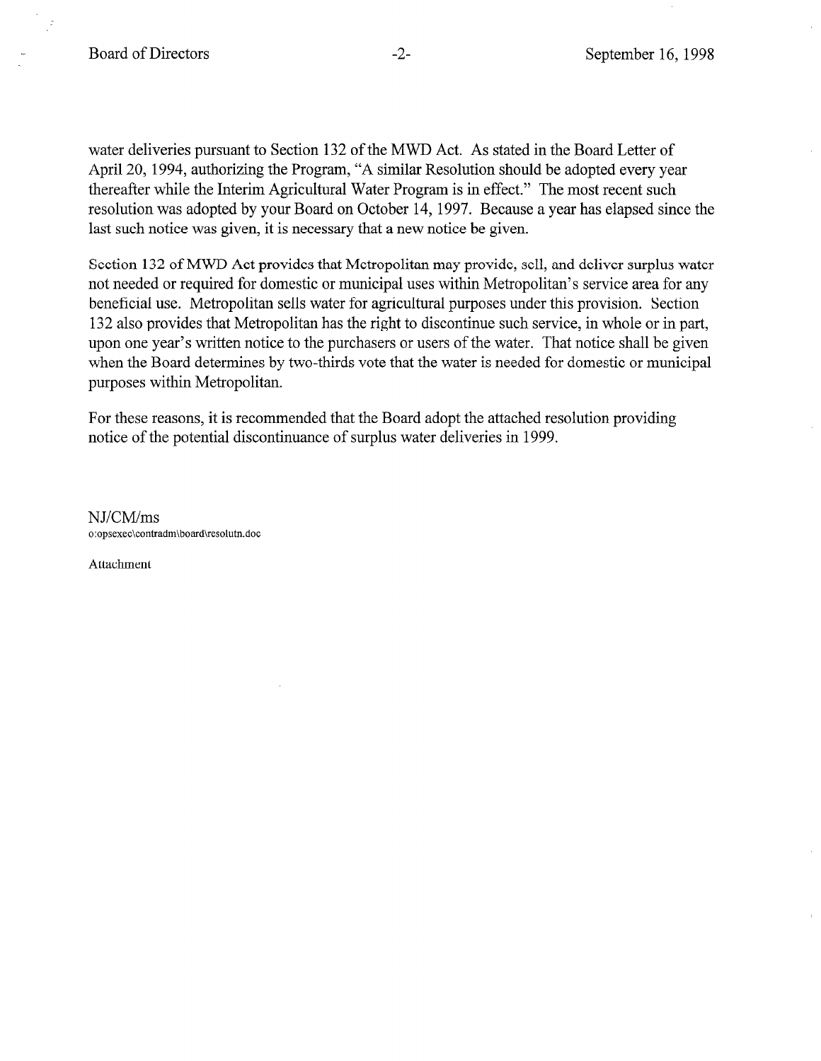water deliveries pursuant to Section 132 of the MWD Act. As stated in the Board Letter of April 20, 1994, authorizing the Program, "A similar Resolution should be adopted every year thereafter while the Interim Agricultural Water Program is in effect." The most recent such resolution was adopted by your Board on October 14, 1997. Because a year has elapsed since the last such notice was given, it is necessary that a new notice be given.

Section 132 of MWD Act provides that Metropolitan may provide, sell, and deliver surplus water not needed or required for domestic or municipal uses within Metropolitan's service area for any beneficial use. Metropolitan sells water for agricultural purposes under this provision. Section 132 also provides that Metropolitan has the right to discontinue such service, in whole or in part, upon one year's written notice to the purchasers or users of the water. That notice shall be given when the Board determines by two-thirds vote that the water is needed for domestic or municipal purposes within Metropolitan.

For these reasons, it is recommended that the Board adopt the attached resolution providing notice of the potential discontinuance of surplus water deliveries in 1999.

NJ/CM/ms
o:opsexec\contradm\board\resolutn.doc

Attachment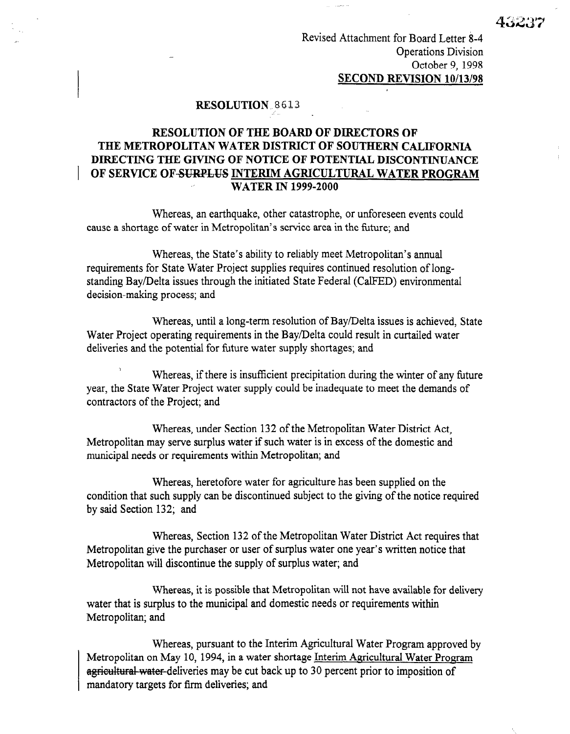Revised Attachment for Board Letter 8-4
Operations Division
October 9, 1998
**SECOND REVISION 10/13/98**

**RESOLUTION 8613**

**RESOLUTION OF THE BOARD OF DIRECTORS OF THE METROPOLITAN WATER DISTRICT OF SOUTHERN CALIFORNIA DIRECTING THE GIVING OF NOTICE OF POTENTIAL DISCONTINUANCE OF SERVICE OF ~~SURPLUS~~ INTERIM AGRICULTURAL WATER PROGRAM WATER IN 1999-2000**

Whereas, an earthquake, other catastrophe, or unforeseen events could cause a shortage of water in Metropolitan's service area in the future; and

Whereas, the State's ability to reliably meet Metropolitan's annual requirements for State Water Project supplies requires continued resolution of long-standing Bay/Delta issues through the initiated State Federal (CalFED) environmental decision-making process; and

Whereas, until a long-term resolution of Bay/Delta issues is achieved, State Water Project operating requirements in the Bay/Delta could result in curtailed water deliveries and the potential for future water supply shortages; and

Whereas, if there is insufficient precipitation during the winter of any future year, the State Water Project water supply could be inadequate to meet the demands of contractors of the Project; and

Whereas, under Section 132 of the Metropolitan Water District Act, Metropolitan may serve surplus water if such water is in excess of the domestic and municipal needs or requirements within Metropolitan; and

Whereas, heretofore water for agriculture has been supplied on the condition that such supply can be discontinued subject to the giving of the notice required by said Section 132; and

Whereas, Section 132 of the Metropolitan Water District Act requires that Metropolitan give the purchaser or user of surplus water one year's written notice that Metropolitan will discontinue the supply of surplus water; and

Whereas, it is possible that Metropolitan will not have available for delivery water that is surplus to the municipal and domestic needs or requirements within Metropolitan; and

Whereas, pursuant to the Interim Agricultural Water Program approved by Metropolitan on May 10, 1994, in a water shortage Interim Agricultural Water Program ~~agricultural water~~ deliveries may be cut back up to 30 percent prior to imposition of mandatory targets for firm deliveries; and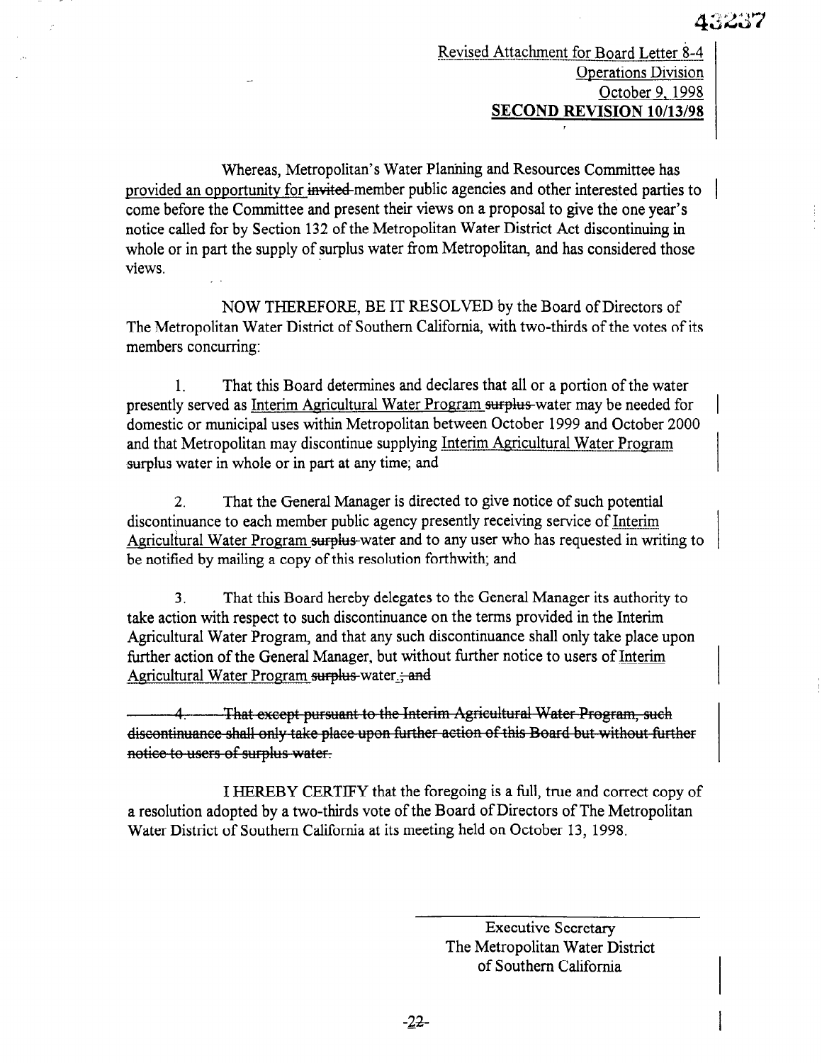Revised Attachment for Board Letter 8-4
Operations Division
October 9, 1998
**SECOND REVISION 10/13/98**

Whereas, Metropolitan's Water Planning and Resources Committee has provided an opportunity for ~~invited~~ member public agencies and other interested parties to come before the Committee and present their views on a proposal to give the one year's notice called for by Section 132 of the Metropolitan Water District Act discontinuing in whole or in part the supply of surplus water from Metropolitan, and has considered those views.

NOW THEREFORE, BE IT RESOLVED by the Board of Directors of The Metropolitan Water District of Southern California, with two-thirds of the votes of its members concurring:

1. That this Board determines and declares that all or a portion of the water presently served as Interim Agricultural Water Program ~~surplus~~ water may be needed for domestic or municipal uses within Metropolitan between October 1999 and October 2000 and that Metropolitan may discontinue supplying Interim Agricultural Water Program surplus water in whole or in part at any time; and

2. That the General Manager is directed to give notice of such potential discontinuance to each member public agency presently receiving service of Interim Agricultural Water Program ~~surplus~~ water and to any user who has requested in writing to be notified by mailing a copy of this resolution forthwith; and

3. That this Board hereby delegates to the General Manager its authority to take action with respect to such discontinuance on the terms provided in the Interim Agricultural Water Program, and that any such discontinuance shall only take place upon further action of the General Manager, but without further notice to users of Interim Agricultural Water Program ~~surplus~~ water.~~; and~~

~~4. That except pursuant to the Interim Agricultural Water Program, such discontinuance shall only take place upon further action of this Board but without further notice to users of surplus water.~~

I HEREBY CERTIFY that the foregoing is a full, true and correct copy of a resolution adopted by a two-thirds vote of the Board of Directors of The Metropolitan Water District of Southern California at its meeting held on October 13, 1998.

Executive Secretary
The Metropolitan Water District
of Southern California